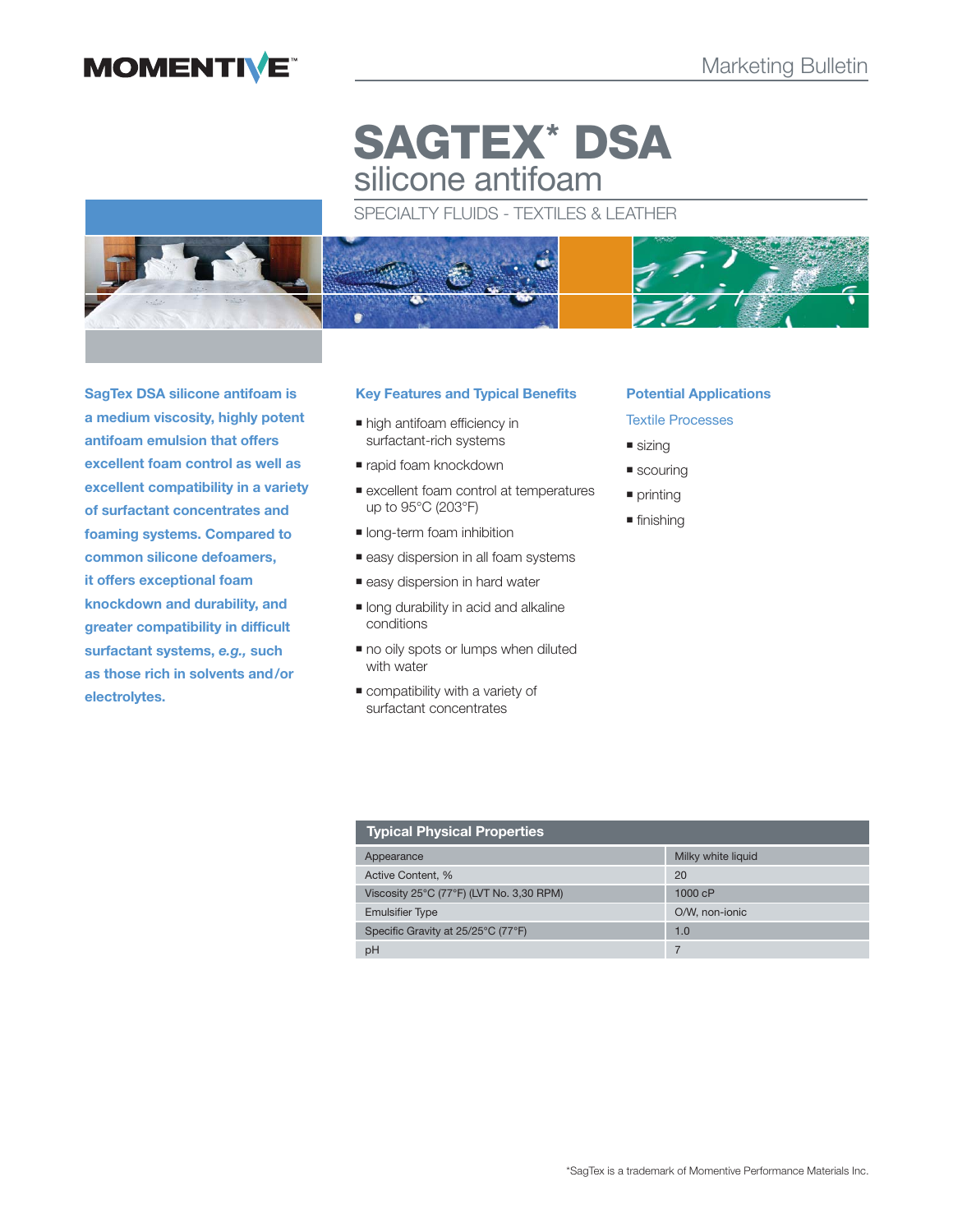MOMENTIVE™

Marketing Bulletin

# SAGTEX* DSA

## silicone antifoam

SPECIALTY FLUIDS - TEXTILES & LEATHER

**SagTex DSA silicone antifoam is a medium viscosity, highly potent antifoam emulsion that offers excellent foam control as well as excellent compatibility in a variety of surfactant concentrates and foaming systems. Compared to common silicone defoamers, it offers exceptional foam knockdown and durability, and greater compatibility in difficult surfactant systems, *e.g.,* such as those rich in solvents and/or electrolytes.**

### Key Features and Typical Benefits

- high antifoam efficiency in surfactant-rich systems
- rapid foam knockdown
- excellent foam control at temperatures up to 95°C (203°F)
- long-term foam inhibition
- easy dispersion in all foam systems
- easy dispersion in hard water
- long durability in acid and alkaline conditions
- no oily spots or lumps when diluted with water
- compatibility with a variety of surfactant concentrates

### Potential Applications

Textile Processes

- sizing
- scouring
- printing
- finishing

| Typical Physical Properties | |
|---|---|
| Appearance | Milky white liquid |
| Active Content, % | 20 |
| Viscosity 25°C (77°F) (LVT No. 3,30 RPM) | 1000 cP |
| Emulsifier Type | O/W, non-ionic |
| Specific Gravity at 25/25°C (77°F) | 1.0 |
| pH | 7 |

*SagTex is a trademark of Momentive Performance Materials Inc.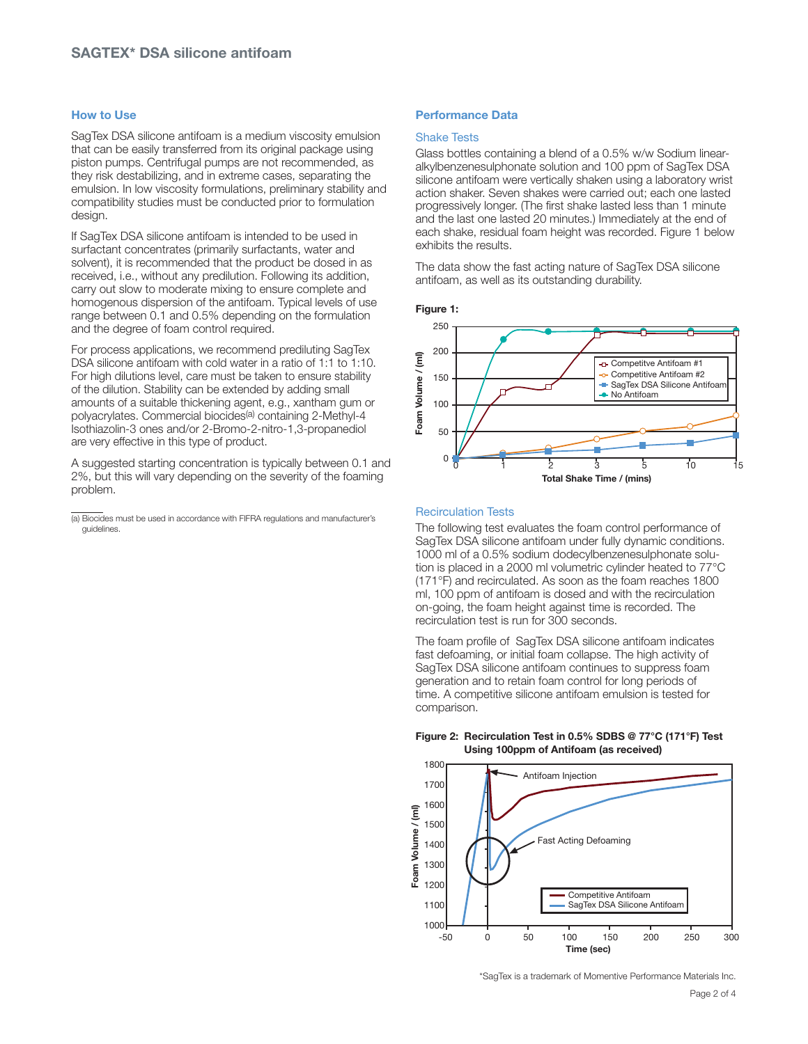## SAGTEX* DSA silicone antifoam

### How to Use

SagTex DSA silicone antifoam is a medium viscosity emulsion that can be easily transferred from its original package using piston pumps. Centrifugal pumps are not recommended, as they risk destabilizing, and in extreme cases, separating the emulsion. In low viscosity formulations, preliminary stability and compatibility studies must be conducted prior to formulation design.

If SagTex DSA silicone antifoam is intended to be used in surfactant concentrates (primarily surfactants, water and solvent), it is recommended that the product be dosed in as received, i.e., without any predilution. Following its addition, carry out slow to moderate mixing to ensure complete and homogenous dispersion of the antifoam. Typical levels of use range between 0.1 and 0.5% depending on the formulation and the degree of foam control required.

For process applications, we recommend prediluting SagTex DSA silicone antifoam with cold water in a ratio of 1:1 to 1:10. For high dilutions level, care must be taken to ensure stability of the dilution. Stability can be extended by adding small amounts of a suitable thickening agent, e.g., xantham gum or polyacrylates. Commercial biocides[a] containing 2-Methyl-4 Isothiazolin-3 ones and/or 2-Bromo-2-nitro-1,3-propanediol are very effective in this type of product.

A suggested starting concentration is typically between 0.1 and 2%, but this will vary depending on the severity of the foaming problem.

(a) Biocides must be used in accordance with FIFRA regulations and manufacturer's guidelines.

### Performance Data

#### Shake Tests

Glass bottles containing a blend of a 0.5% w/w Sodium linear-alkylbenzenesulphonate solution and 100 ppm of SagTex DSA silicone antifoam were vertically shaken using a laboratory wrist action shaker. Seven shakes were carried out; each one lasted progressively longer. (The first shake lasted less than 1 minute and the last one lasted 20 minutes.) Immediately at the end of each shake, residual foam height was recorded. Figure 1 below exhibits the results.

The data show the fast acting nature of SagTex DSA silicone antifoam, as well as its outstanding durability.

**Figure 1:**

#### Recirculation Tests

The following test evaluates the foam control performance of SagTex DSA silicone antifoam under fully dynamic conditions. 1000 ml of a 0.5% sodium dodecylbenzenesulphonate solution is placed in a 2000 ml volumetric cylinder heated to 77°C (171°F) and recirculated. As soon as the foam reaches 1800 ml, 100 ppm of antifoam is dosed and with the recirculation on-going, the foam height against time is recorded. The recirculation test is run for 300 seconds.

The foam profile of SagTex DSA silicone antifoam indicates fast defoaming, or initial foam collapse. The high activity of SagTex DSA silicone antifoam continues to suppress foam generation and to retain foam control for long periods of time. A competitive silicone antifoam emulsion is tested for comparison.

**Figure 2: Recirculation Test in 0.5% SDBS @ 77°C (171°F) Test Using 100ppm of Antifoam (as received)**

*SagTex is a trademark of Momentive Performance Materials Inc.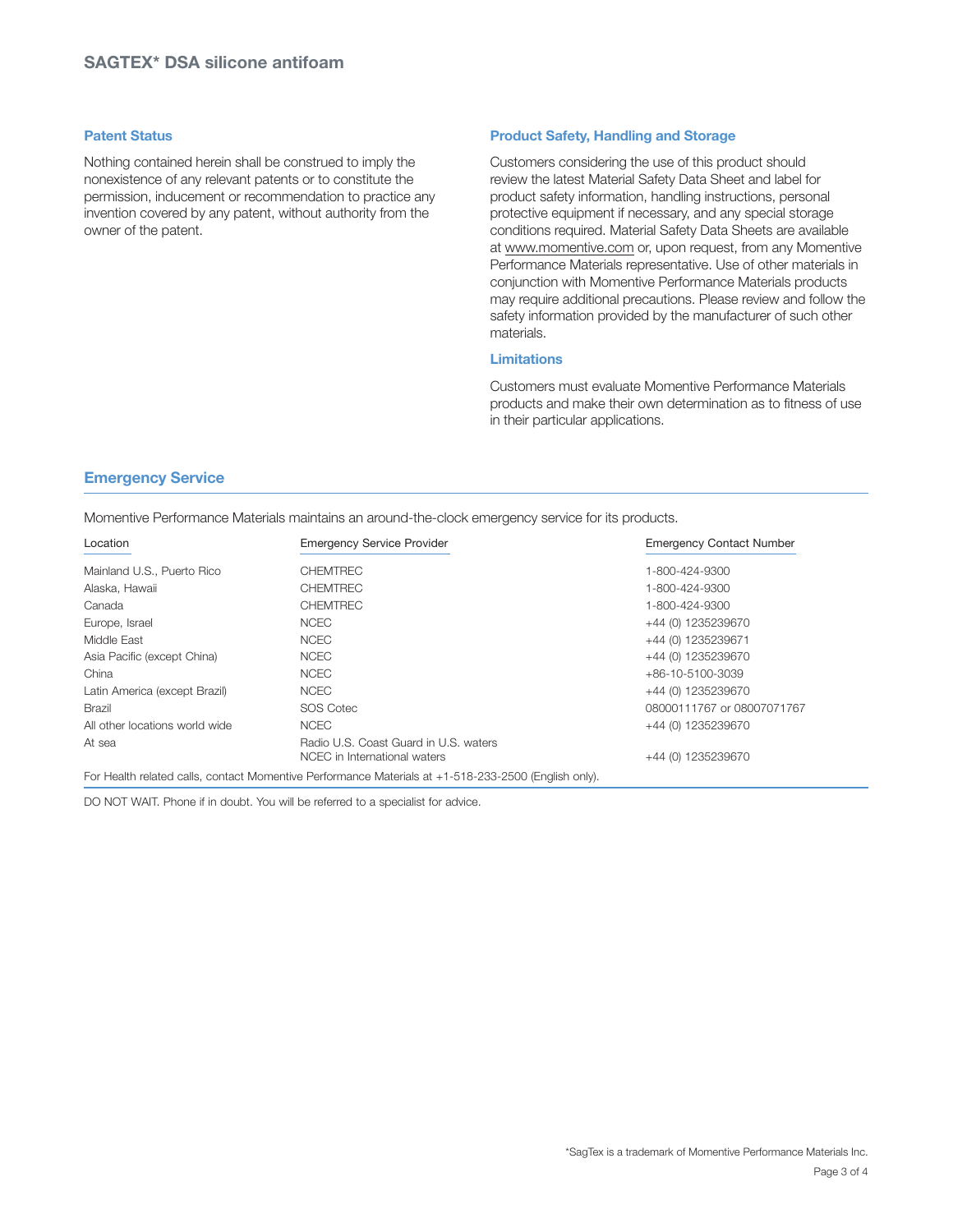## Patent Status

Nothing contained herein shall be construed to imply the nonexistence of any relevant patents or to constitute the permission, inducement or recommendation to practice any invention covered by any patent, without authority from the owner of the patent.

## Product Safety, Handling and Storage

Customers considering the use of this product should review the latest Material Safety Data Sheet and label for product safety information, handling instructions, personal protective equipment if necessary, and any special storage conditions required. Material Safety Data Sheets are available at www.momentive.com or, upon request, from any Momentive Performance Materials representative. Use of other materials in conjunction with Momentive Performance Materials products may require additional precautions. Please review and follow the safety information provided by the manufacturer of such other materials.

## Limitations

Customers must evaluate Momentive Performance Materials products and make their own determination as to fitness of use in their particular applications.

## Emergency Service

Momentive Performance Materials maintains an around-the-clock emergency service for its products.

| Location | Emergency Service Provider | Emergency Contact Number |
|---|---|---|
| Mainland U.S., Puerto Rico | CHEMTREC | 1-800-424-9300 |
| Alaska, Hawaii | CHEMTREC | 1-800-424-9300 |
| Canada | CHEMTREC | 1-800-424-9300 |
| Europe, Israel | NCEC | +44 (0) 1235239670 |
| Middle East | NCEC | +44 (0) 1235239671 |
| Asia Pacific (except China) | NCEC | +44 (0) 1235239670 |
| China | NCEC | +86-10-5100-3039 |
| Latin America (except Brazil) | NCEC | +44 (0) 1235239670 |
| Brazil | SOS Cotec | 08000111767 or 08007071767 |
| All other locations world wide | NCEC | +44 (0) 1235239670 |
| At sea | Radio U.S. Coast Guard in U.S. waters<br>NCEC in International waters | <br>+44 (0) 1235239670 |

For Health related calls, contact Momentive Performance Materials at +1-518-233-2500 (English only).

DO NOT WAIT. Phone if in doubt. You will be referred to a specialist for advice.

*SagTex is a trademark of Momentive Performance Materials Inc.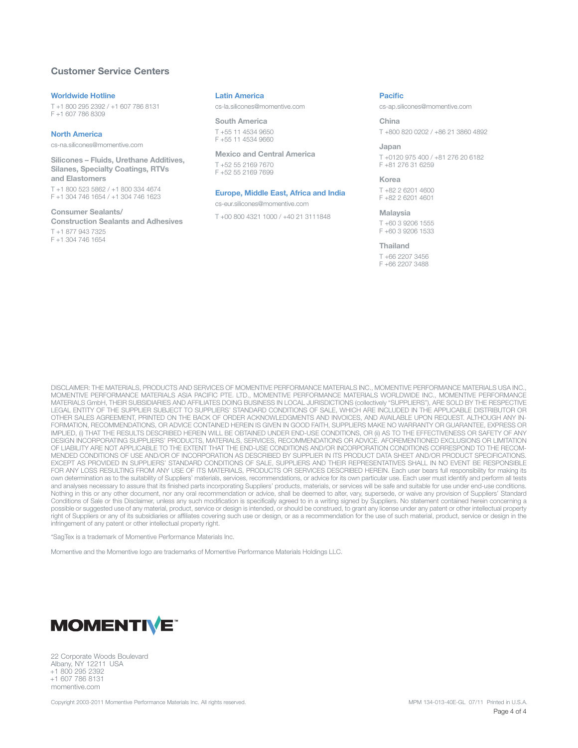## Customer Service Centers

### Worldwide Hotline

T +1 800 295 2392 / +1 607 786 8131
F +1 607 786 8309

### North America

cs-na.silicones@momentive.com

**Silicones – Fluids, Urethane Additives, Silanes, Specialty Coatings, RTVs and Elastomers**

T +1 800 523 5862 / +1 800 334 4674
F +1 304 746 1654 / +1 304 746 1623

**Consumer Sealants/ Construction Sealants and Adhesives**

T +1 877 943 7325
F +1 304 746 1654

### Latin America

cs-la.silicones@momentive.com

**South America**

T +55 11 4534 9650
F +55 11 4534 9660

**Mexico and Central America**

T +52 55 2169 7670
F +52 55 2169 7699

### Europe, Middle East, Africa and India

cs-eur.silicones@momentive.com

T +00 800 4321 1000 / +40 21 3111848

### Pacific

cs-ap.silicones@momentive.com

**China**

T +800 820 0202 / +86 21 3860 4892

**Japan**

T +0120 975 400 / +81 276 20 6182
F +81 276 31 6259

**Korea**

T +82 2 6201 4600
F +82 2 6201 4601

**Malaysia**

T +60 3 9206 1555
F +60 3 9206 1533

**Thailand**

T +66 2207 3456
F +66 2207 3488

DISCLAIMER: THE MATERIALS, PRODUCTS AND SERVICES OF MOMENTIVE PERFORMANCE MATERIALS INC., MOMENTIVE PERFORMANCE MATERIALS USA INC., MOMENTIVE PERFORMANCE MATERIALS ASIA PACIFIC PTE. LTD., MOMENTIVE PERFORMANCE MATERIALS WORLDWIDE INC., MOMENTIVE PERFORMANCE MATERIALS GmbH, THEIR SUBSIDIARIES AND AFFILIATES DOING BUSINESS IN LOCAL JURISDICTIONS (collectively "SUPPLIERS"), ARE SOLD BY THE RESPECTIVE LEGAL ENTITY OF THE SUPPLIER SUBJECT TO SUPPLIERS' STANDARD CONDITIONS OF SALE, WHICH ARE INCLUDED IN THE APPLICABLE DISTRIBUTOR OR OTHER SALES AGREEMENT, PRINTED ON THE BACK OF ORDER ACKNOWLEDGMENTS AND INVOICES, AND AVAILABLE UPON REQUEST. ALTHOUGH ANY INFORMATION, RECOMMENDATIONS, OR ADVICE CONTAINED HEREIN IS GIVEN IN GOOD FAITH, SUPPLIERS MAKE NO WARRANTY OR GUARANTEE, EXPRESS OR IMPLIED, (i) THAT THE RESULTS DESCRIBED HEREIN WILL BE OBTAINED UNDER END-USE CONDITIONS, OR (ii) AS TO THE EFFECTIVENESS OR SAFETY OF ANY DESIGN INCORPORATING SUPPLIERS' PRODUCTS, MATERIALS, SERVICES, RECOMMENDATIONS OR ADVICE. AFOREMENTIONED EXCLUSIONS OR LIMITATION OF LIABILITY ARE NOT APPLICABLE TO THE EXTENT THAT THE END-USE CONDITIONS AND/OR INCORPORATION CONDITIONS CORRESPOND TO THE RECOMMENDED CONDITIONS OF USE AND/OR OF INCORPORATION AS DESCRIBED BY SUPPLIER IN ITS PRODUCT DATA SHEET AND/OR PRODUCT SPECIFICATIONS. EXCEPT AS PROVIDED IN SUPPLIERS' STANDARD CONDITIONS OF SALE, SUPPLIERS AND THEIR REPRESENTATIVES SHALL IN NO EVENT BE RESPONSIBLE FOR ANY LOSS RESULTING FROM ANY USE OF ITS MATERIALS, PRODUCTS OR SERVICES DESCRIBED HEREIN. Each user bears full responsibility for making its own determination as to the suitability of Suppliers' materials, services, recommendations, or advice for its own particular use. Each user must identify and perform all tests and analyses necessary to assure that its finished parts incorporating Suppliers' products, materials, or services will be safe and suitable for use under end-use conditions. Nothing in this or any other document, nor any oral recommendation or advice, shall be deemed to alter, vary, supersede, or waive any provision of Suppliers' Standard Conditions of Sale or this Disclaimer, unless any such modification is specifically agreed to in a writing signed by Suppliers. No statement contained herein concerning a possible or suggested use of any material, product, service or design is intended, or should be construed, to grant any license under any patent or other intellectual property right of Suppliers or any of its subsidiaries or affiliates covering such use or design, or as a recommendation for the use of such material, product, service or design in the infringement of any patent or other intellectual property right.

*SagTex is a trademark of Momentive Performance Materials Inc.

Momentive and the Momentive logo are trademarks of Momentive Performance Materials Holdings LLC.

MOMENTIVE™

22 Corporate Woods Boulevard
Albany, NY 12211 USA
+1 800 295 2392
+1 607 786 8131
momentive.com

Copyright 2003-2011 Momentive Performance Materials Inc. All rights reserved.

MPM 134-013-40E-GL 07/11 Printed in U.S.A.